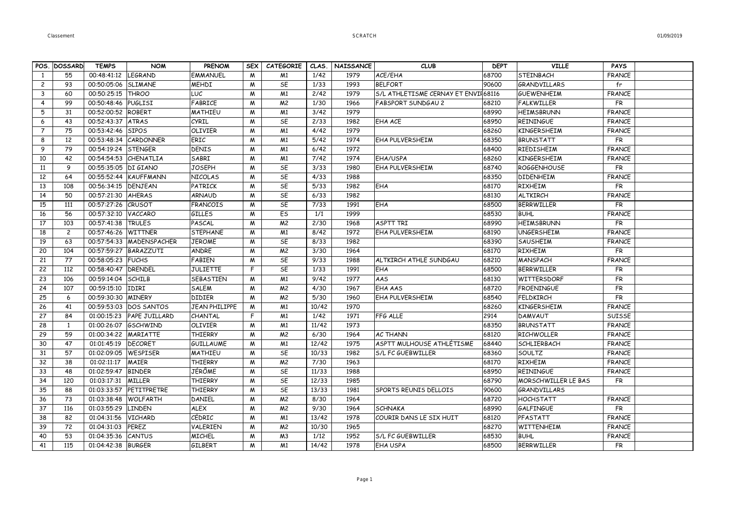| POS. | DOSSARD | TEMPS | NOM | PRENOM | SEX | CATEGORIE | CLAS. | NAISSANCE | CLUB | DEPT | VILLE | PAYS | |
|---|---|---|---|---|---|---|---|---|---|---|---|---|---|
| 1 | 55 | 00:48:41:12 | LEGRAND | EMMANUEL | M | M1 | 1/42 | 1979 | ACE/EHA | 68700 | STEINBACH | FRANCE | |
| 2 | 93 | 00:50:05:06 | SLIMANE | MEHDI | M | SE | 1/33 | 1993 | BELFORT | 90600 | GRANDVILLARS | fr | |
| 3 | 60 | 00:50:25:15 | THROO | LUC | M | M1 | 2/42 | 1979 | S/L ATHLETISME CERNAY ET ENVI | 68116 | GUEWENHEIM | FRANCE | |
| 4 | 99 | 00:50:48:46 | PUGLISI | FABRICE | M | M2 | 1/30 | 1966 | FABSPORT SUNDGAU 2 | 68210 | FALKWILLER | FR | |
| 5 | 31 | 00:52:00:52 | ROBERT | MATHIEU | M | M1 | 3/42 | 1979 | | 68990 | HEIMSBRUNN | FRANCE | |
| 6 | 43 | 00:52:43:37 | ATRAS | CYRIL | M | SE | 2/33 | 1982 | EHA ACE | 68950 | REININGUE | FRANCE | |
| 7 | 75 | 00:53:42:46 | SIPOS | OLIVIER | M | M1 | 4/42 | 1979 | | 68260 | KINGERSHEIM | FRANCE | |
| 8 | 12 | 00:53:48:34 | CARDONNER | ERIC | M | M1 | 5/42 | 1974 | EHA PULVERSHEIM | 68350 | BRUNSTATT | FR | |
| 9 | 79 | 00:54:19:24 | STENGER | DENIS | M | M1 | 6/42 | 1972 | | 68400 | RIEDISHEIM | FRANCE | |
| 10 | 42 | 00:54:54:53 | CHENATLIA | SABRI | M | M1 | 7/42 | 1974 | EHA/USPA | 68260 | KINGERSHEIM | FRANCE | |
| 11 | 9 | 00:55:35:05 | DI GIANO | JOSEPH | M | SE | 3/33 | 1980 | EHA PULVERSHEIM | 68740 | ROGGENHOUSE | FR | |
| 12 | 64 | 00:55:52:44 | KAUFFMANN | NICOLAS | M | SE | 4/33 | 1988 | | 68350 | DIDENHEIM | FRANCE | |
| 13 | 108 | 00:56:34:15 | DENJEAN | PATRICK | M | SE | 5/33 | 1982 | EHA | 68170 | RIXHEIM | FR | |
| 14 | 50 | 00:57:21:30 | AHERAS | ARNAUD | M | SE | 6/33 | 1982 | | 68130 | ALTKIRCH | FRANCE | |
| 15 | 111 | 00:57:27:26 | CRUSOT | FRANCOIS | M | SE | 7/33 | 1991 | EHA | 68500 | BERRWILLER | FR | |
| 16 | 56 | 00:57:32:10 | VACCARO | GILLES | M | ES | 1/1 | 1999 | | 68530 | BUHL | FRANCE | |
| 17 | 103 | 00:57:41:38 | TRULES | PASCAL | M | M2 | 2/30 | 1968 | ASPTT TRI | 68990 | HEIMSBRUNN | FR | |
| 18 | 2 | 00:57:46:26 | WITTNER | STEPHANE | M | M1 | 8/42 | 1972 | EHA PULVERSHEIM | 68190 | UNGERSHEIM | FRANCE | |
| 19 | 63 | 00:57:54:33 | MADENSPACHER | JEROME | M | SE | 8/33 | 1982 | | 68390 | SAUSHEIM | FRANCE | |
| 20 | 104 | 00:57:59:27 | BARAZZUTI | ANDRE | M | M2 | 3/30 | 1964 | | 68170 | RIXHEIM | FR | |
| 21 | 77 | 00:58:05:23 | FUCHS | FABIEN | M | SE | 9/33 | 1988 | ALTKIRCH ATHLE SUNDGAU | 68210 | MANSPACH | FRANCE | |
| 22 | 112 | 00:58:40:47 | DRENDEL | JULIETTE | F | SE | 1/33 | 1991 | EHA | 68500 | BERRWILLER | FR | |
| 23 | 106 | 00:59:14:04 | SCHILB | SEBASTIEN | M | M1 | 9/42 | 1977 | AAS | 68130 | WITTERSDORF | FR | |
| 24 | 107 | 00:59:15:10 | IDIRI | SALEM | M | M2 | 4/30 | 1967 | EHA AAS | 68720 | FROENINGUE | FR | |
| 25 | 6 | 00:59:30:30 | MINERY | DIDIER | M | M2 | 5/30 | 1960 | EHA PULVERSHEIM | 68540 | FELDKIRCH | FR | |
| 26 | 41 | 00:59:53:03 | DOS SANTOS | JEAN PHILIPPE | M | M1 | 10/42 | 1970 | | 68260 | KINGERSHEIM | FRANCE | |
| 27 | 84 | 01:00:15:23 | PAPE JUILLARD | CHANTAL | F | M1 | 1/42 | 1971 | FFG ALLE | 2914 | DAMVAUT | SUISSE | |
| 28 | 1 | 01:00:26:07 | GSCHWIND | OLIVIER | M | M1 | 11/42 | 1973 | | 68350 | BRUNSTATT | FRANCE | |
| 29 | 59 | 01:00:34:22 | MARIATTE | THIERRY | M | M2 | 6/30 | 1964 | AC THANN | 68120 | RICHWOLLER | FRANCE | |
| 30 | 47 | 01:01:45:19 | DECORET | GUILLAUME | M | M1 | 12/42 | 1975 | ASPTT MULHOUSE ATHLÉTISME | 68440 | SCHLIERBACH | FRANCE | |
| 31 | 57 | 01:02:09:05 | WESPISER | MATHIEU | M | SE | 10/33 | 1982 | S/L FC GUEBWILLER | 68360 | SOULTZ | FRANCE | |
| 32 | 38 | 01:02:11:17 | MAIER | THIERRY | M | M2 | 7/30 | 1963 | | 68170 | RIXHEIM | FRANCE | |
| 33 | 48 | 01:02:59:47 | BINDER | JÉRÔME | M | SE | 11/33 | 1988 | | 68950 | REININGUE | FRANCE | |
| 34 | 120 | 01:03:17:31 | MILLER | THIERRY | M | SE | 12/33 | 1985 | | 68790 | MORSCHWILLER LE BAS | FR | |
| 35 | 88 | 01:03:33:57 | PETITPRETRE | THIERRY | M | SE | 13/33 | 1981 | SPORTS REUNIS DELLOIS | 90600 | GRANDVILLARS | | |
| 36 | 73 | 01:03:38:48 | WOLFARTH | DANIEL | M | M2 | 8/30 | 1964 | | 68720 | HOCHSTATT | FRANCE | |
| 37 | 116 | 01:03:55:29 | LINDEN | ALEX | M | M2 | 9/30 | 1964 | SCHNAKA | 68990 | GALFINGUE | FR | |
| 38 | 82 | 01:04:31:56 | VICHARD | CÉDRIC | M | M1 | 13/42 | 1978 | COURIR DANS LE SIX HUIT | 68120 | PFASTATT | FRANCE | |
| 39 | 72 | 01:04:31:03 | PEREZ | VALERIEN | M | M2 | 10/30 | 1965 | | 68270 | WITTENHEIM | FRANCE | |
| 40 | 53 | 01:04:35:36 | CANTUS | MICHEL | M | M3 | 1/12 | 1952 | S/L FC GUEBWILLER | 68530 | BUHL | FRANCE | |
| 41 | 115 | 01:04:42:38 | BURGER | GILBERT | M | M1 | 14/42 | 1978 | EHA USPA | 68500 | BERRWILLER | FR | |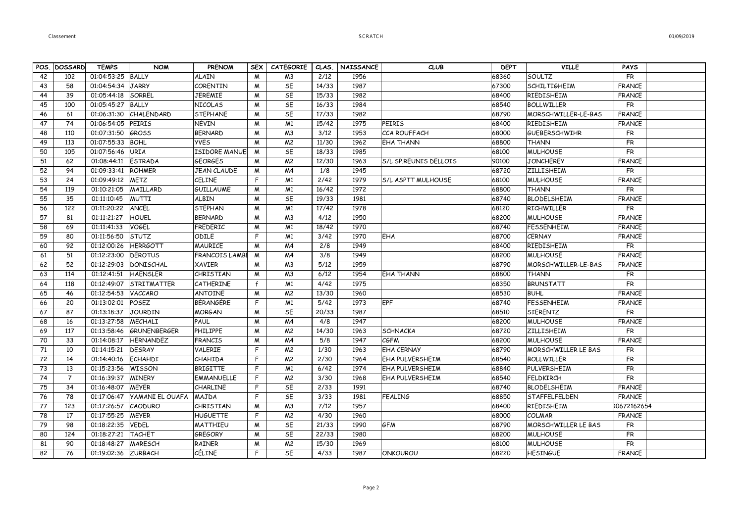| POS. | DOSSARD | TEMPS | NOM | PRENOM | SEX | CATEGORIE | CLAS. | NAISSANCE | CLUB | DEPT | VILLE | PAYS | |
|---|---|---|---|---|---|---|---|---|---|---|---|---|---|
| 42 | 102 | 01:04:53:25 | BALLY | ALAIN | M | M3 | 2/12 | 1956 | | 68360 | SOULTZ | FR | |
| 43 | 58 | 01:04:54:34 | JARRY | CORENTIN | M | SE | 14/33 | 1987 | | 67300 | SCHILTIGHEIM | FRANCE | |
| 44 | 39 | 01:05:44:18 | SORREL | JEREMIE | M | SE | 15/33 | 1982 | | 68400 | RIEDISHEIM | FRANCE | |
| 45 | 100 | 01:05:45:27 | BALLY | NICOLAS | M | SE | 16/33 | 1984 | | 68540 | BOLLWILLER | FR | |
| 46 | 61 | 01:06:31:30 | CHALENDARD | STEPHANE | M | SE | 17/33 | 1982 | | 68790 | MORSCHWILLER-LE-BAS | FRANCE | |
| 47 | 74 | 01:06:54:05 | PEIRIS | NÉVIN | M | M1 | 15/42 | 1975 | PEIRIS | 68400 | RIEDISHEIM | FRANCE | |
| 48 | 110 | 01:07:31:50 | GROSS | BERNARD | M | M3 | 3/12 | 1953 | CCA ROUFFACH | 68000 | GUEBERSCHWIHR | FR | |
| 49 | 113 | 01:07:55:33 | BOHL | YVES | M | M2 | 11/30 | 1962 | EHA THANN | 68800 | THANN | FR | |
| 50 | 105 | 01:07:56:46 | URIA | ISIDORE MANUE | M | SE | 18/33 | 1985 | | 68100 | MULHOUSE | FR | |
| 51 | 62 | 01:08:44:11 | ESTRADA | GEORGES | M | M2 | 12/30 | 1963 | S/L SP.REUNIS DELLOIS | 90100 | JONCHEREY | FRANCE | |
| 52 | 94 | 01:09:33:41 | ROHMER | JEAN CLAUDE | M | M4 | 1/8 | 1945 | | 68720 | ZILLISHEIM | FR | |
| 53 | 24 | 01:09:49:12 | METZ | CELINE | F | M1 | 2/42 | 1979 | S/L ASPTT MULHOUSE | 68100 | MULHOUSE | FRANCE | |
| 54 | 119 | 01:10:21:05 | MAILLARD | GUILLAUME | M | M1 | 16/42 | 1972 | | 68800 | THANN | FR | |
| 55 | 35 | 01:11:10:45 | MUTTI | ALBIN | M | SE | 19/33 | 1981 | | 68740 | BLODELSHEIM | FRANCE | |
| 56 | 122 | 01:11:20:22 | ANCEL | STEPHAN | M | M1 | 17/42 | 1978 | | 68120 | RICHWILLER | FR | |
| 57 | 81 | 01:11:21:27 | HOUEL | BERNARD | M | M3 | 4/12 | 1950 | | 68200 | MULHOUSE | FRANCE | |
| 58 | 69 | 01:11:41:33 | VOGEL | FREDERIC | M | M1 | 18/42 | 1970 | | 68740 | FESSENHEIM | FRANCE | |
| 59 | 80 | 01:11:56:50 | STUTZ | ODILE | F | M1 | 3/42 | 1970 | EHA | 68700 | CERNAY | FRANCE | |
| 60 | 92 | 01:12:00:26 | HERRGOTT | MAURICE | M | M4 | 2/8 | 1949 | | 68400 | RIEDISHEIM | FR | |
| 61 | 51 | 01:12:23:00 | DEROTUS | FRANCOIS LAMB | M | M4 | 3/8 | 1949 | | 68200 | MULHOUSE | FRANCE | |
| 62 | 52 | 01:12:29:03 | DONISCHAL | XAVIER | M | M3 | 5/12 | 1959 | | 68790 | MORSCHWILLER-LE-BAS | FRANCE | |
| 63 | 114 | 01:12:41:51 | HAENSLER | CHRISTIAN | M | M3 | 6/12 | 1954 | EHA THANN | 68800 | THANN | FR | |
| 64 | 118 | 01:12:49:07 | STRITMATTER | CATHERINE | f | M1 | 4/42 | 1975 | | 68350 | BRUNSTATT | FR | |
| 65 | 46 | 01:12:54:53 | VACCARO | ANTOINE | M | M2 | 13/30 | 1960 | | 68530 | BUHL | FRANCE | |
| 66 | 20 | 01:13:02:01 | POSEZ | BÉRANGÈRE | F | M1 | 5/42 | 1973 | EPF | 68740 | FESSENHEIM | FRANCE | |
| 67 | 87 | 01:13:18:37 | JOURDIN | MORGAN | M | SE | 20/33 | 1987 | | 68510 | SIERENTZ | FR | |
| 68 | 16 | 01:13:27:58 | MECHALI | PAUL | M | M4 | 4/8 | 1947 | | 68200 | MULHOUSE | FRANCE | |
| 69 | 117 | 01:13:58:46 | GRUNENBERGER | PHILIPPE | M | M2 | 14/30 | 1963 | SCHNACKA | 68720 | ZILLISHEIM | FR | |
| 70 | 33 | 01:14:08:17 | HERNANDEZ | FRANCIS | M | M4 | 5/8 | 1947 | CGFM | 68200 | MULHOUSE | FRANCE | |
| 71 | 10 | 01:14:15:21 | DESRAY | VALERIE | F | M2 | 1/30 | 1963 | EHA CERNAY | 68790 | MORSCHWILLER LE BAS | FR | |
| 72 | 14 | 01:14:40:16 | ECHAHDI | CHAHIDA | F | M2 | 2/30 | 1964 | EHA PULVERSHEIM | 68540 | BOLLWILLER | FR | |
| 73 | 13 | 01:15:23:56 | WISSON | BRIGITTE | F | M1 | 6/42 | 1974 | EHA PULVERSHEIM | 68840 | PULVERSHEIM | FR | |
| 74 | 7 | 01:16:39:37 | MINERY | EMMANUELLE | F | M2 | 3/30 | 1968 | EHA PULVERSHEIM | 68540 | FELDKIRCH | FR | |
| 75 | 34 | 01:16:48:07 | MEYER | CHARLINE | F | SE | 2/33 | 1991 | | 68740 | BLODELSHEIM | FRANCE | |
| 76 | 78 | 01:17:06:47 | YAMANI EL OUAFA | MAJDA | F | SE | 3/33 | 1981 | FEALING | 68850 | STAFFELFELDEN | FRANCE | |
| 77 | 123 | 01:17:26:57 | CAODURO | CHRISTIAN | M | M3 | 7/12 | 1957 | | 68400 | RIEDISHEIM | 0672162654 | |
| 78 | 17 | 01:17:55:25 | MEYER | HUGUETTE | F | M2 | 4/30 | 1960 | | 68000 | COLMAR | FRANCE | |
| 79 | 98 | 01:18:22:35 | VEDEL | MATTHIEU | M | SE | 21/33 | 1990 | GFM | 68790 | MORSCHWILLER LE BAS | FR | |
| 80 | 124 | 01:18:27:21 | TACHET | GREGORY | M | SE | 22/33 | 1980 | | 68200 | MULHOUSE | FR | |
| 81 | 90 | 01:18:48:27 | MARESCH | RAINER | M | M2 | 15/30 | 1969 | | 68100 | MULHOUSE | FR | |
| 82 | 76 | 01:19:02:36 | ZURBACH | CÉLINE | F | SE | 4/33 | 1987 | ONKOUROU | 68220 | HESINGUE | FRANCE | |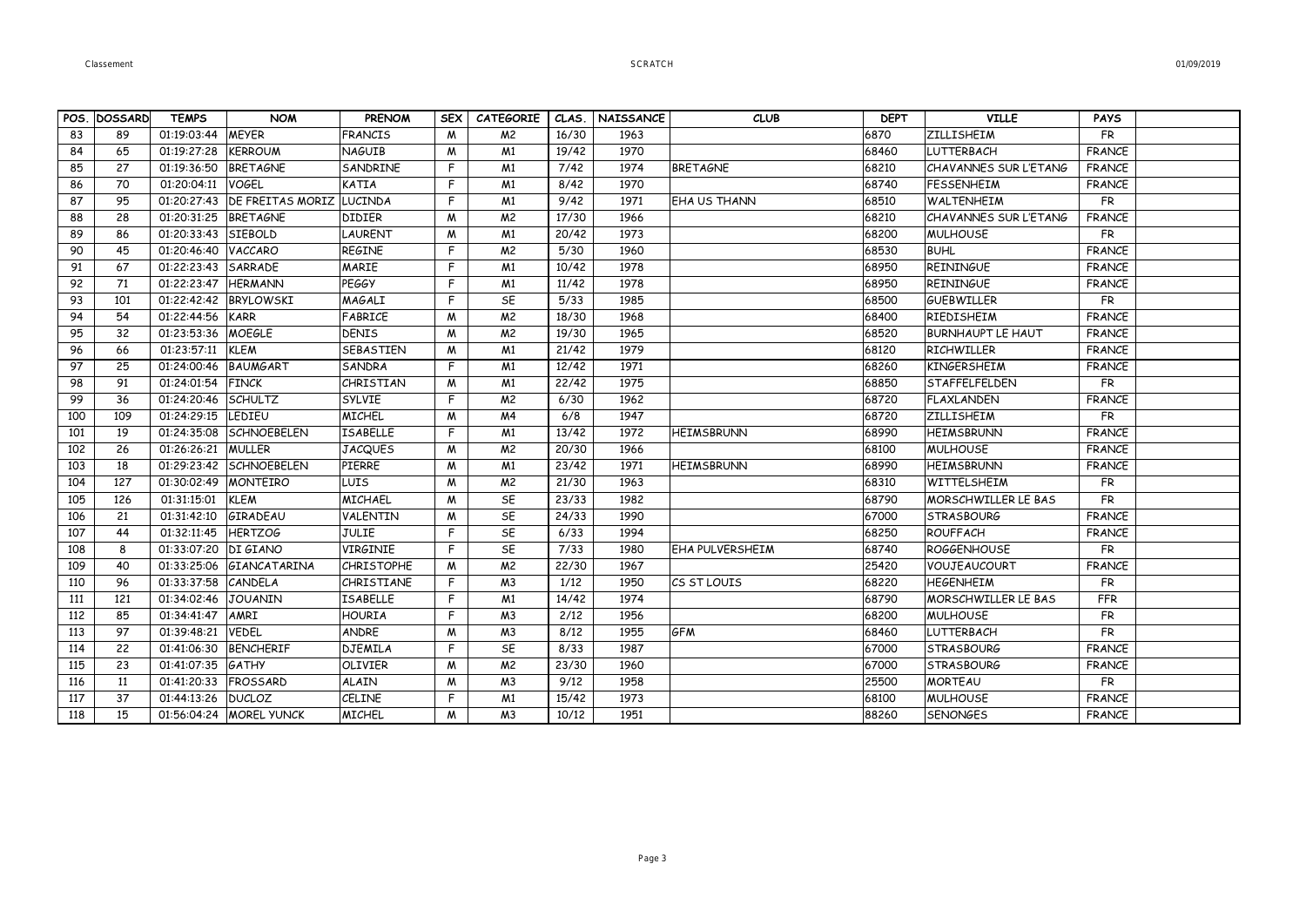| POS. | DOSSARD | TEMPS | NOM | PRENOM | SEX | CATEGORIE | CLAS. | NAISSANCE | CLUB | DEPT | VILLE | PAYS | |
|---|---|---|---|---|---|---|---|---|---|---|---|---|---|
| 83 | 89 | 01:19:03:44 | MEYER | FRANCIS | M | M2 | 16/30 | 1963 | | 6870 | ZILLISHEIM | FR | |
| 84 | 65 | 01:19:27:28 | KERROUM | NAGUIB | M | M1 | 19/42 | 1970 | | 68460 | LUTTERBACH | FRANCE | |
| 85 | 27 | 01:19:36:50 | BRETAGNE | SANDRINE | F | M1 | 7/42 | 1974 | BRETAGNE | 68210 | CHAVANNES SUR L'ETANG | FRANCE | |
| 86 | 70 | 01:20:04:11 | VOGEL | KATIA | F | M1 | 8/42 | 1970 | | 68740 | FESSENHEIM | FRANCE | |
| 87 | 95 | 01:20:27:43 | DE FREITAS MORIZ | LUCINDA | F | M1 | 9/42 | 1971 | EHA US THANN | 68510 | WALTENHEIM | FR | |
| 88 | 28 | 01:20:31:25 | BRETAGNE | DIDIER | M | M2 | 17/30 | 1966 | | 68210 | CHAVANNES SUR L'ETANG | FRANCE | |
| 89 | 86 | 01:20:33:43 | SIEBOLD | LAURENT | M | M1 | 20/42 | 1973 | | 68200 | MULHOUSE | FR | |
| 90 | 45 | 01:20:46:40 | VACCARO | REGINE | F | M2 | 5/30 | 1960 | | 68530 | BUHL | FRANCE | |
| 91 | 67 | 01:22:23:43 | SARRADE | MARIE | F | M1 | 10/42 | 1978 | | 68950 | REININGUE | FRANCE | |
| 92 | 71 | 01:22:23:47 | HERMANN | PEGGY | F | M1 | 11/42 | 1978 | | 68950 | REININGUE | FRANCE | |
| 93 | 101 | 01:22:42:42 | BRYLOWSKI | MAGALI | F | SE | 5/33 | 1985 | | 68500 | GUEBWILLER | FR | |
| 94 | 54 | 01:22:44:56 | KARR | FABRICE | M | M2 | 18/30 | 1968 | | 68400 | RIEDISHEIM | FRANCE | |
| 95 | 32 | 01:23:53:36 | MOEGLE | DENIS | M | M2 | 19/30 | 1965 | | 68520 | BURNHAUPT LE HAUT | FRANCE | |
| 96 | 66 | 01:23:57:11 | KLEM | SEBASTIEN | M | M1 | 21/42 | 1979 | | 68120 | RICHWILLER | FRANCE | |
| 97 | 25 | 01:24:00:46 | BAUMGART | SANDRA | F | M1 | 12/42 | 1971 | | 68260 | KINGERSHEIM | FRANCE | |
| 98 | 91 | 01:24:01:54 | FINCK | CHRISTIAN | M | M1 | 22/42 | 1975 | | 68850 | STAFFELFELDEN | FR | |
| 99 | 36 | 01:24:20:46 | SCHULTZ | SYLVIE | F | M2 | 6/30 | 1962 | | 68720 | FLAXLANDEN | FRANCE | |
| 100 | 109 | 01:24:29:15 | LEDIEU | MICHEL | M | M4 | 6/8 | 1947 | | 68720 | ZILLISHEIM | FR | |
| 101 | 19 | 01:24:35:08 | SCHNOEBELEN | ISABELLE | F | M1 | 13/42 | 1972 | HEIMSBRUNN | 68990 | HEIMSBRUNN | FRANCE | |
| 102 | 26 | 01:26:26:21 | MULLER | JACQUES | M | M2 | 20/30 | 1966 | | 68100 | MULHOUSE | FRANCE | |
| 103 | 18 | 01:29:23:42 | SCHNOEBELEN | PIERRE | M | M1 | 23/42 | 1971 | HEIMSBRUNN | 68990 | HEIMSBRUNN | FRANCE | |
| 104 | 127 | 01:30:02:49 | MONTEIRO | LUIS | M | M2 | 21/30 | 1963 | | 68310 | WITTELSHEIM | FR | |
| 105 | 126 | 01:31:15:01 | KLEM | MICHAEL | M | SE | 23/33 | 1982 | | 68790 | MORSCHWILLER LE BAS | FR | |
| 106 | 21 | 01:31:42:10 | GIRADEAU | VALENTIN | M | SE | 24/33 | 1990 | | 67000 | STRASBOURG | FRANCE | |
| 107 | 44 | 01:32:11:45 | HERTZOG | JULIE | F | SE | 6/33 | 1994 | | 68250 | ROUFFACH | FRANCE | |
| 108 | 8 | 01:33:07:20 | DI GIANO | VIRGINIE | F | SE | 7/33 | 1980 | EHA PULVERSHEIM | 68740 | ROGGENHOUSE | FR | |
| 109 | 40 | 01:33:25:06 | GIANCATARINA | CHRISTOPHE | M | M2 | 22/30 | 1967 | | 25420 | VOUJEAUCOURT | FRANCE | |
| 110 | 96 | 01:33:37:58 | CANDELA | CHRISTIANE | F | M3 | 1/12 | 1950 | CS ST LOUIS | 68220 | HEGENHEIM | FR | |
| 111 | 121 | 01:34:02:46 | JOUANIN | ISABELLE | F | M1 | 14/42 | 1974 | | 68790 | MORSCHWILLER LE BAS | FFR | |
| 112 | 85 | 01:34:41:47 | AMRI | HOURIA | F | M3 | 2/12 | 1956 | | 68200 | MULHOUSE | FR | |
| 113 | 97 | 01:39:48:21 | VEDEL | ANDRE | M | M3 | 8/12 | 1955 | GFM | 68460 | LUTTERBACH | FR | |
| 114 | 22 | 01:41:06:30 | BENCHERIF | DJEMILA | F | SE | 8/33 | 1987 | | 67000 | STRASBOURG | FRANCE | |
| 115 | 23 | 01:41:07:35 | GATHY | OLIVIER | M | M2 | 23/30 | 1960 | | 67000 | STRASBOURG | FRANCE | |
| 116 | 11 | 01:41:20:33 | FROSSARD | ALAIN | M | M3 | 9/12 | 1958 | | 25500 | MORTEAU | FR | |
| 117 | 37 | 01:44:13:26 | DUCLOZ | CELINE | F | M1 | 15/42 | 1973 | | 68100 | MULHOUSE | FRANCE | |
| 118 | 15 | 01:56:04:24 | MOREL YUNCK | MICHEL | M | M3 | 10/12 | 1951 | | 88260 | SENONGES | FRANCE | |